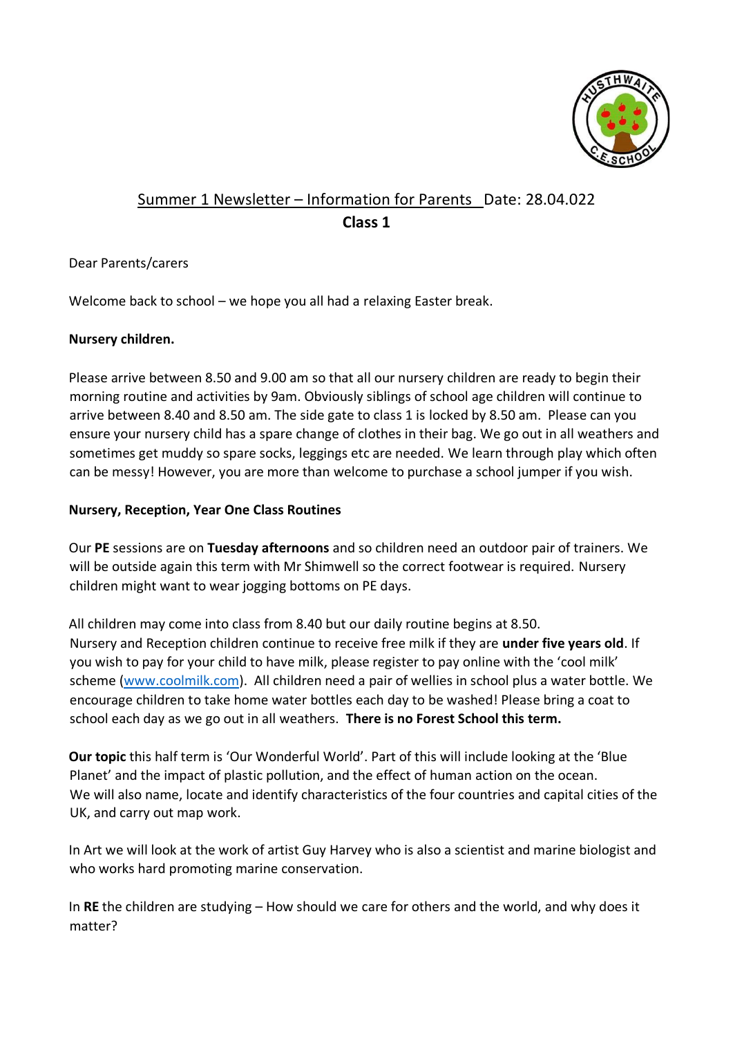Summer 1 Newsletter – Information for Parents Date: 28.04.022

**Class 1**

Dear Parents/carers

Welcome back to school – we hope you all had a relaxing Easter break.

**Nursery children.**

Please arrive between 8.50 and 9.00 am so that all our nursery children are ready to begin their morning routine and activities by 9am. Obviously siblings of school age children will continue to arrive between 8.40 and 8.50 am. The side gate to class 1 is locked by 8.50 am. Please can you ensure your nursery child has a spare change of clothes in their bag. We go out in all weathers and sometimes get muddy so spare socks, leggings etc are needed. We learn through play which often can be messy! However, you are more than welcome to purchase a school jumper if you wish.

**Nursery, Reception, Year One Class Routines**

Our **PE** sessions are on **Tuesday afternoons** and so children need an outdoor pair of trainers. We will be outside again this term with Mr Shimwell so the correct footwear is required. Nursery children might want to wear jogging bottoms on PE days.

All children may come into class from 8.40 but our daily routine begins at 8.50. Nursery and Reception children continue to receive free milk if they are **under five years old**. If you wish to pay for your child to have milk, please register to pay online with the 'cool milk' scheme (www.coolmilk.com). All children need a pair of wellies in school plus a water bottle. We encourage children to take home water bottles each day to be washed! Please bring a coat to school each day as we go out in all weathers. **There is no Forest School this term.**

**Our topic** this half term is 'Our Wonderful World'. Part of this will include looking at the 'Blue Planet' and the impact of plastic pollution, and the effect of human action on the ocean. We will also name, locate and identify characteristics of the four countries and capital cities of the UK, and carry out map work.

In Art we will look at the work of artist Guy Harvey who is also a scientist and marine biologist and who works hard promoting marine conservation.

In **RE** the children are studying – How should we care for others and the world, and why does it matter?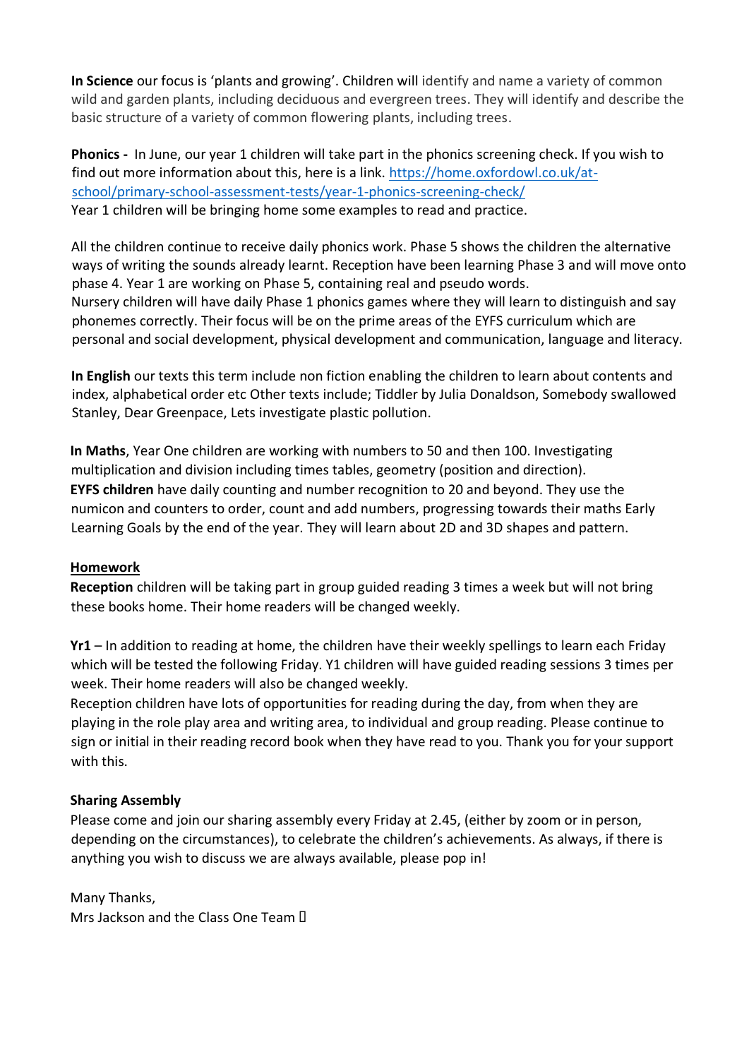**In Science** our focus is 'plants and growing'. Children will identify and name a variety of common wild and garden plants, including deciduous and evergreen trees. They will identify and describe the basic structure of a variety of common flowering plants, including trees.

**Phonics -** In June, our year 1 children will take part in the phonics screening check. If you wish to find out more information about this, here is a link. [https://home.oxfordowl.co.uk/at-school/primary-school-assessment-tests/year-1-phonics-screening-check/](https://home.oxfordowl.co.uk/at-school/primary-school-assessment-tests/year-1-phonics-screening-check/)
Year 1 children will be bringing home some examples to read and practice.

All the children continue to receive daily phonics work. Phase 5 shows the children the alternative ways of writing the sounds already learnt. Reception have been learning Phase 3 and will move onto phase 4. Year 1 are working on Phase 5, containing real and pseudo words.
Nursery children will have daily Phase 1 phonics games where they will learn to distinguish and say phonemes correctly. Their focus will be on the prime areas of the EYFS curriculum which are personal and social development, physical development and communication, language and literacy.

**In English** our texts this term include non fiction enabling the children to learn about contents and index, alphabetical order etc Other texts include; Tiddler by Julia Donaldson, Somebody swallowed Stanley, Dear Greenpace, Lets investigate plastic pollution.

**In Maths**, Year One children are working with numbers to 50 and then 100. Investigating multiplication and division including times tables, geometry (position and direction).
**EYFS children** have daily counting and number recognition to 20 and beyond. They use the numicon and counters to order, count and add numbers, progressing towards their maths Early Learning Goals by the end of the year. They will learn about 2D and 3D shapes and pattern.

## Homework

**Reception** children will be taking part in group guided reading 3 times a week but will not bring these books home. Their home readers will be changed weekly.

**Yr1** – In addition to reading at home, the children have their weekly spellings to learn each Friday which will be tested the following Friday. Y1 children will have guided reading sessions 3 times per week. Their home readers will also be changed weekly.
Reception children have lots of opportunities for reading during the day, from when they are playing in the role play area and writing area, to individual and group reading. Please continue to sign or initial in their reading record book when they have read to you. Thank you for your support with this.

## Sharing Assembly

Please come and join our sharing assembly every Friday at 2.45, (either by zoom or in person, depending on the circumstances), to celebrate the children's achievements. As always, if there is anything you wish to discuss we are always available, please pop in!

Many Thanks,
Mrs Jackson and the Class One Team